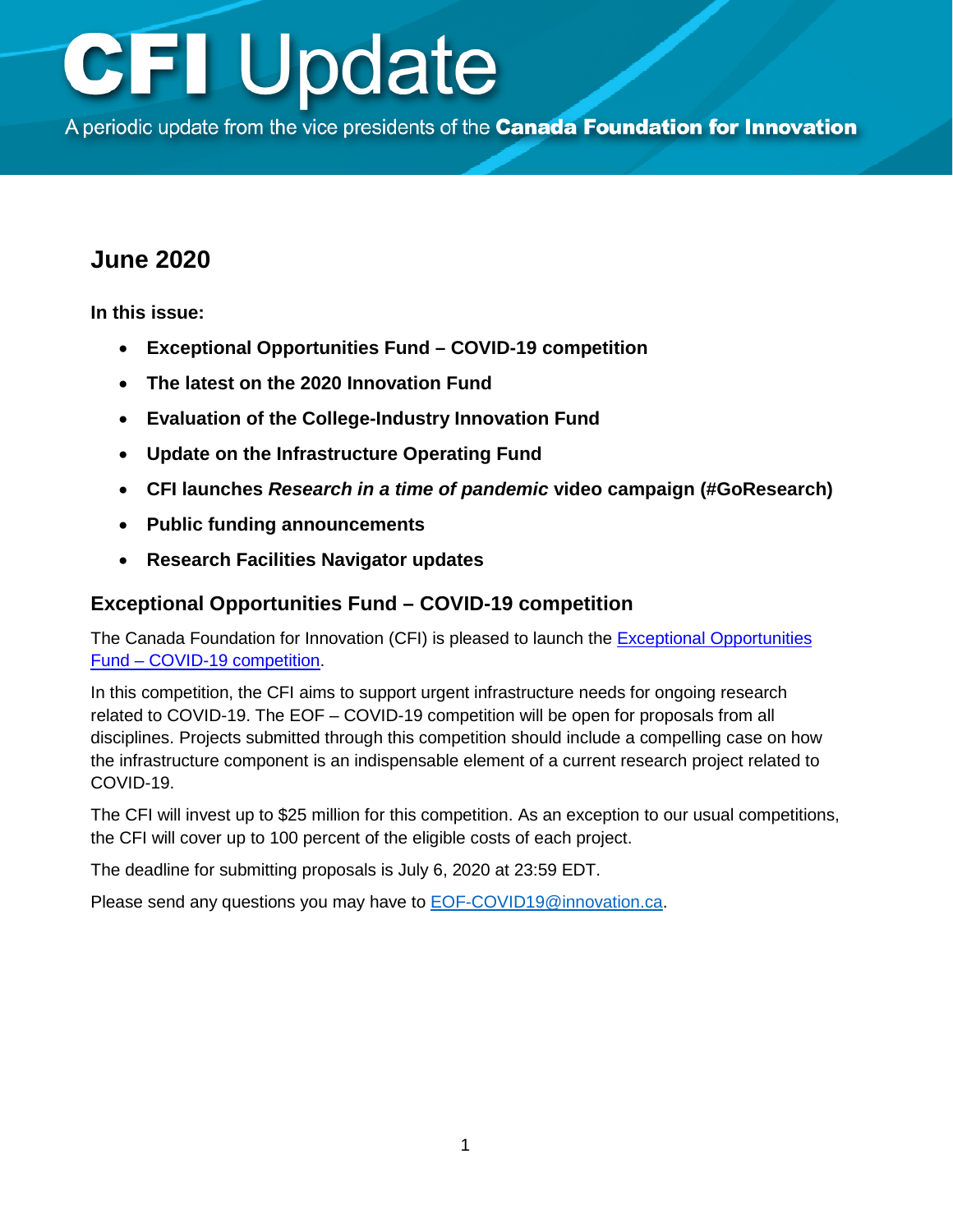# CFI Update

A periodic update from the vice presidents of the **Canada Foundation for Innovation**

## June 2020

**In this issue:**

- **Exceptional Opportunities Fund – COVID-19 competition**
- **The latest on the 2020 Innovation Fund**
- **Evaluation of the College-Industry Innovation Fund**
- **Update on the Infrastructure Operating Fund**
- **CFI launches *Research in a time of pandemic* video campaign (#GoResearch)**
- **Public funding announcements**
- **Research Facilities Navigator updates**

### Exceptional Opportunities Fund – COVID-19 competition

The Canada Foundation for Innovation (CFI) is pleased to launch the Exceptional Opportunities Fund – COVID-19 competition.

In this competition, the CFI aims to support urgent infrastructure needs for ongoing research related to COVID-19. The EOF – COVID-19 competition will be open for proposals from all disciplines. Projects submitted through this competition should include a compelling case on how the infrastructure component is an indispensable element of a current research project related to COVID-19.

The CFI will invest up to $25 million for this competition. As an exception to our usual competitions, the CFI will cover up to 100 percent of the eligible costs of each project.

The deadline for submitting proposals is July 6, 2020 at 23:59 EDT.

Please send any questions you may have to EOF-COVID19@innovation.ca.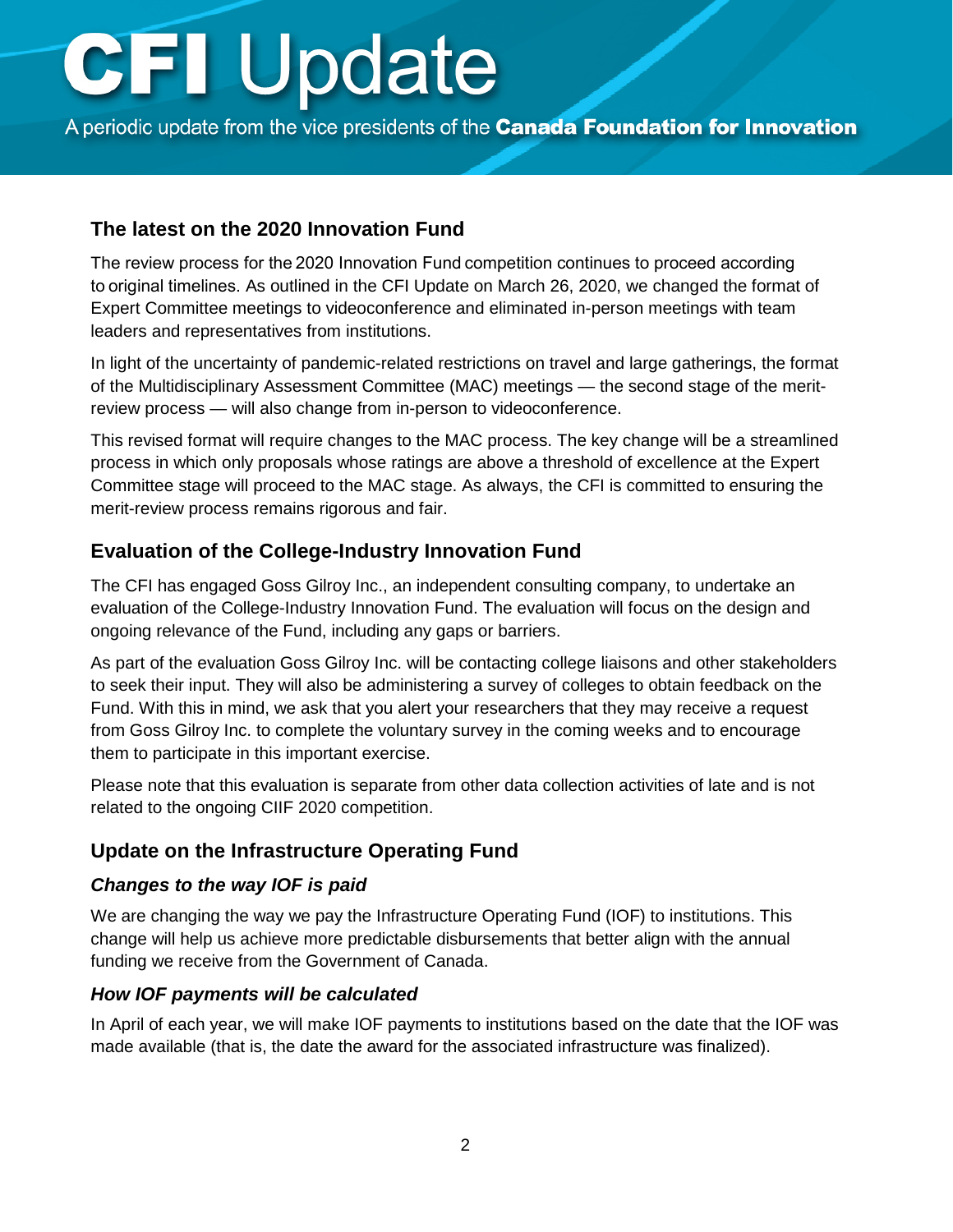## The latest on the 2020 Innovation Fund

The review process for the 2020 Innovation Fund competition continues to proceed according to original timelines. As outlined in the CFI Update on March 26, 2020, we changed the format of Expert Committee meetings to videoconference and eliminated in-person meetings with team leaders and representatives from institutions.

In light of the uncertainty of pandemic-related restrictions on travel and large gatherings, the format of the Multidisciplinary Assessment Committee (MAC) meetings — the second stage of the merit-review process — will also change from in-person to videoconference.

This revised format will require changes to the MAC process. The key change will be a streamlined process in which only proposals whose ratings are above a threshold of excellence at the Expert Committee stage will proceed to the MAC stage. As always, the CFI is committed to ensuring the merit-review process remains rigorous and fair.

## Evaluation of the College-Industry Innovation Fund

The CFI has engaged Goss Gilroy Inc., an independent consulting company, to undertake an evaluation of the College-Industry Innovation Fund. The evaluation will focus on the design and ongoing relevance of the Fund, including any gaps or barriers.

As part of the evaluation Goss Gilroy Inc. will be contacting college liaisons and other stakeholders to seek their input. They will also be administering a survey of colleges to obtain feedback on the Fund. With this in mind, we ask that you alert your researchers that they may receive a request from Goss Gilroy Inc. to complete the voluntary survey in the coming weeks and to encourage them to participate in this important exercise.

Please note that this evaluation is separate from other data collection activities of late and is not related to the ongoing CIIF 2020 competition.

## Update on the Infrastructure Operating Fund

### *Changes to the way IOF is paid*

We are changing the way we pay the Infrastructure Operating Fund (IOF) to institutions. This change will help us achieve more predictable disbursements that better align with the annual funding we receive from the Government of Canada.

### *How IOF payments will be calculated*

In April of each year, we will make IOF payments to institutions based on the date that the IOF was made available (that is, the date the award for the associated infrastructure was finalized).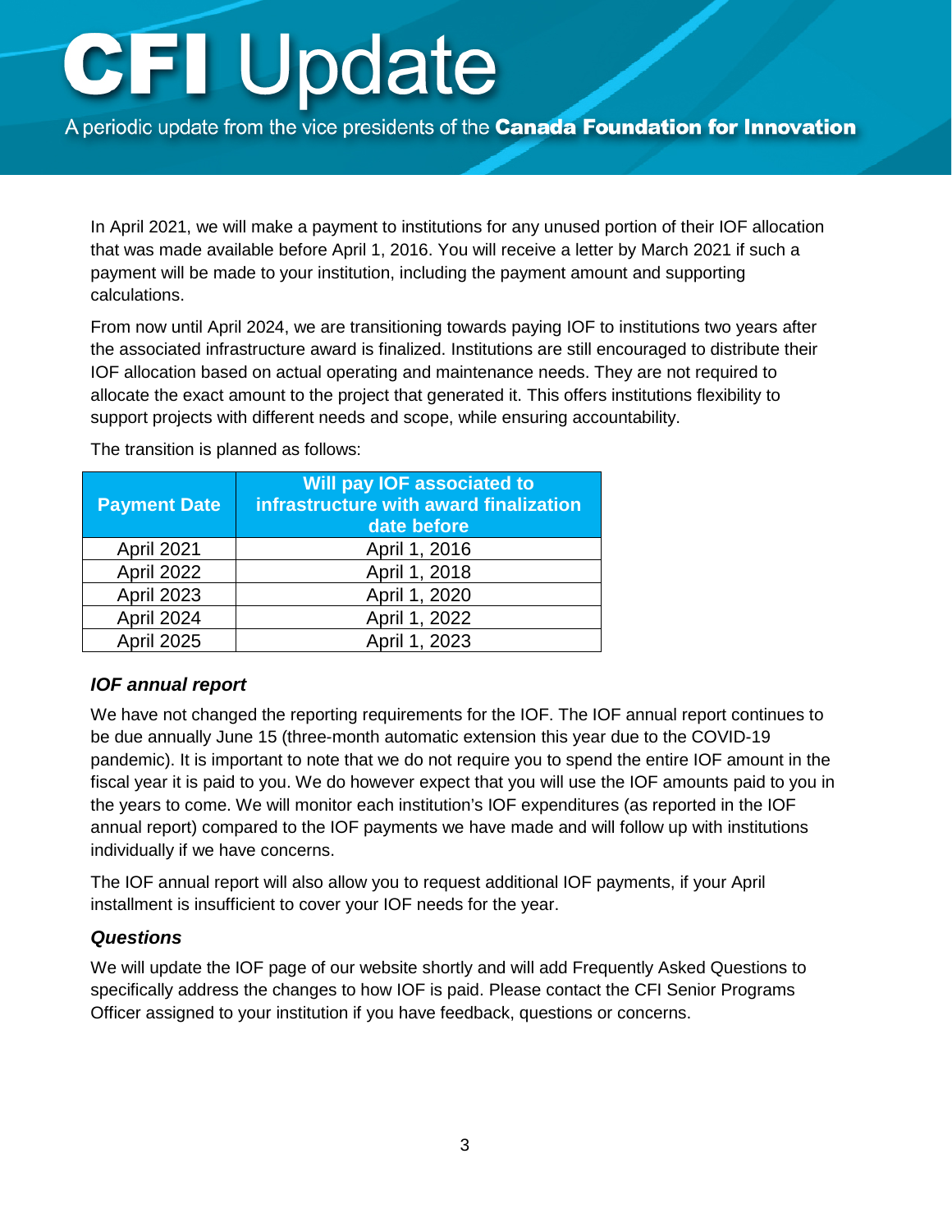In April 2021, we will make a payment to institutions for any unused portion of their IOF allocation that was made available before April 1, 2016. You will receive a letter by March 2021 if such a payment will be made to your institution, including the payment amount and supporting calculations.

From now until April 2024, we are transitioning towards paying IOF to institutions two years after the associated infrastructure award is finalized. Institutions are still encouraged to distribute their IOF allocation based on actual operating and maintenance needs. They are not required to allocate the exact amount to the project that generated it. This offers institutions flexibility to support projects with different needs and scope, while ensuring accountability.

The transition is planned as follows:

| Payment Date | Will pay IOF associated to infrastructure with award finalization date before |
|---|---|
| April 2021 | April 1, 2016 |
| April 2022 | April 1, 2018 |
| April 2023 | April 1, 2020 |
| April 2024 | April 1, 2022 |
| April 2025 | April 1, 2023 |

### *IOF annual report*

We have not changed the reporting requirements for the IOF. The IOF annual report continues to be due annually June 15 (three-month automatic extension this year due to the COVID-19 pandemic). It is important to note that we do not require you to spend the entire IOF amount in the fiscal year it is paid to you. We do however expect that you will use the IOF amounts paid to you in the years to come. We will monitor each institution's IOF expenditures (as reported in the IOF annual report) compared to the IOF payments we have made and will follow up with institutions individually if we have concerns.

The IOF annual report will also allow you to request additional IOF payments, if your April installment is insufficient to cover your IOF needs for the year.

### *Questions*

We will update the IOF page of our website shortly and will add Frequently Asked Questions to specifically address the changes to how IOF is paid. Please contact the CFI Senior Programs Officer assigned to your institution if you have feedback, questions or concerns.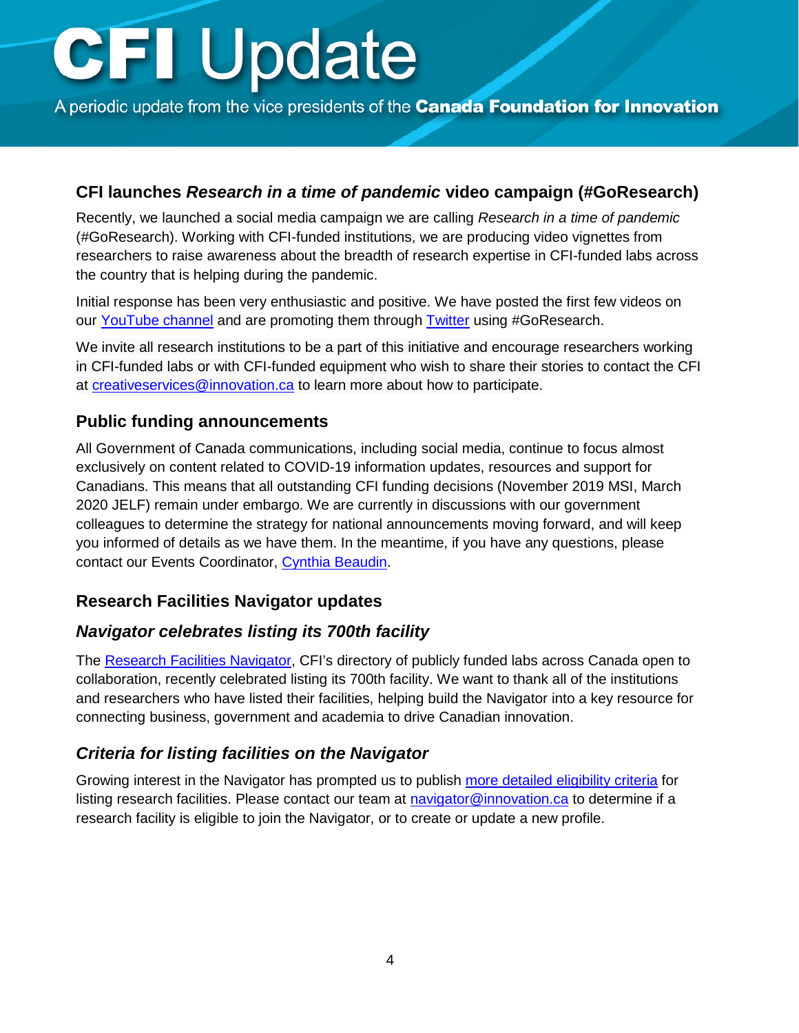# CFI Update

A periodic update from the vice presidents of the **Canada Foundation for Innovation**

## CFI launches *Research in a time of pandemic* video campaign (#GoResearch)

Recently, we launched a social media campaign we are calling *Research in a time of pandemic* (#GoResearch). Working with CFI-funded institutions, we are producing video vignettes from researchers to raise awareness about the breadth of research expertise in CFI-funded labs across the country that is helping during the pandemic.

Initial response has been very enthusiastic and positive. We have posted the first few videos on our YouTube channel and are promoting them through Twitter using #GoResearch.

We invite all research institutions to be a part of this initiative and encourage researchers working in CFI-funded labs or with CFI-funded equipment who wish to share their stories to contact the CFI at creativeservices@innovation.ca to learn more about how to participate.

## Public funding announcements

All Government of Canada communications, including social media, continue to focus almost exclusively on content related to COVID-19 information updates, resources and support for Canadians. This means that all outstanding CFI funding decisions (November 2019 MSI, March 2020 JELF) remain under embargo. We are currently in discussions with our government colleagues to determine the strategy for national announcements moving forward, and will keep you informed of details as we have them. In the meantime, if you have any questions, please contact our Events Coordinator, Cynthia Beaudin.

## Research Facilities Navigator updates

### *Navigator celebrates listing its 700th facility*

The Research Facilities Navigator, CFI's directory of publicly funded labs across Canada open to collaboration, recently celebrated listing its 700th facility. We want to thank all of the institutions and researchers who have listed their facilities, helping build the Navigator into a key resource for connecting business, government and academia to drive Canadian innovation.

### *Criteria for listing facilities on the Navigator*

Growing interest in the Navigator has prompted us to publish more detailed eligibility criteria for listing research facilities. Please contact our team at navigator@innovation.ca to determine if a research facility is eligible to join the Navigator, or to create or update a new profile.